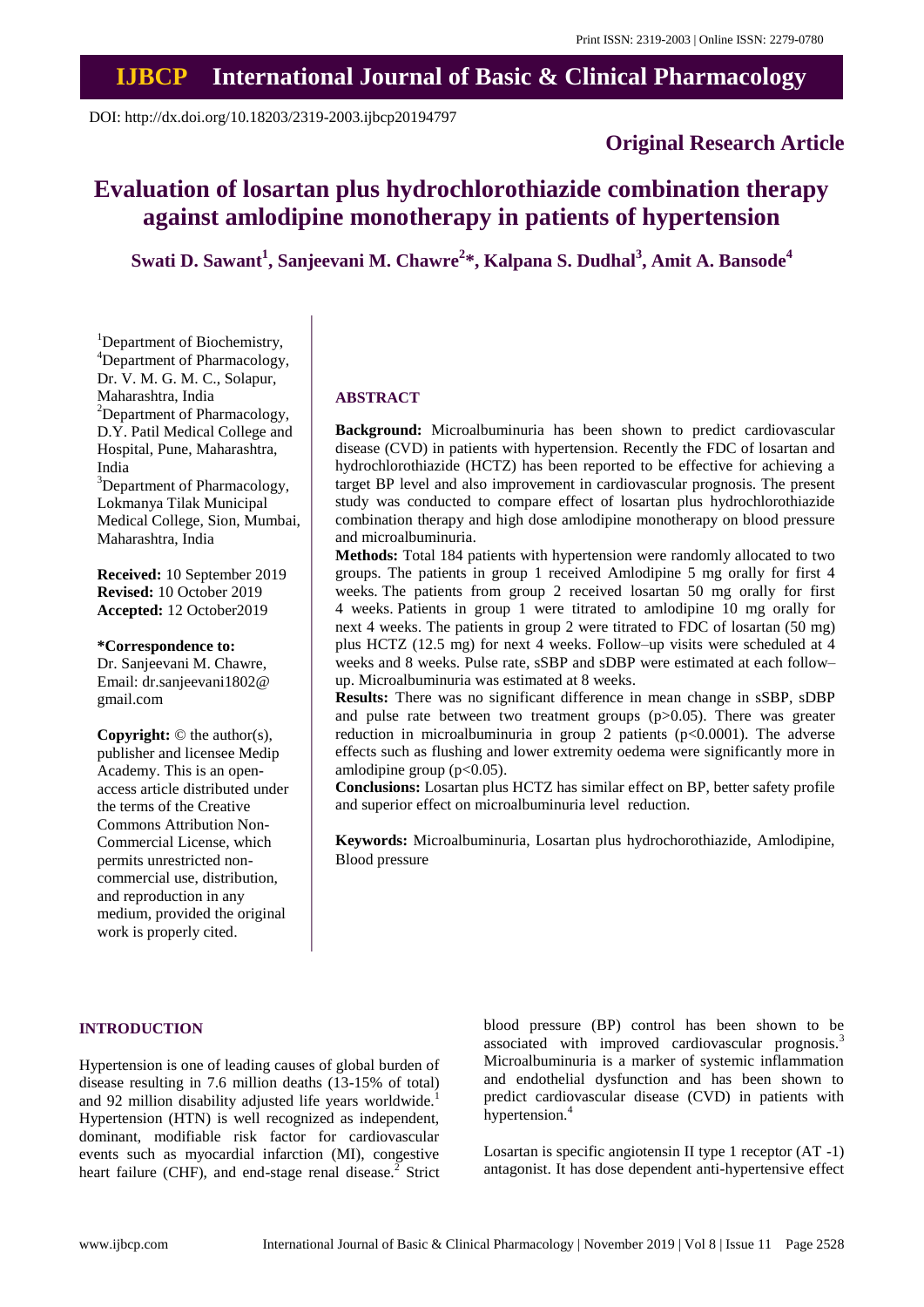Print ISSN: 2319-2003 | Online ISSN: 2279-0780

# IJBCP International Journal of Basic & Clinical Pharmacology

DOI: http://dx.doi.org/10.18203/2319-2003.ijbcp20194797

## Original Research Article

# Evaluation of losartan plus hydrochlorothiazide combination therapy against amlodipine monotherapy in patients of hypertension

**Swati D. Sawant[1], Sanjeevani M. Chawre[2]\*, Kalpana S. Dudhal[3], Amit A. Bansode[4]**

[1]Department of Biochemistry,
[4]Department of Pharmacology, Dr. V. M. G. M. C., Solapur, Maharashtra, India
[2]Department of Pharmacology, D.Y. Patil Medical College and Hospital, Pune, Maharashtra, India
[3]Department of Pharmacology, Lokmanya Tilak Municipal Medical College, Sion, Mumbai, Maharashtra, India

**Received:** 10 September 2019
**Revised:** 10 October 2019
**Accepted:** 12 October2019

**\*Correspondence to:**
Dr. Sanjeevani M. Chawre,
Email: dr.sanjeevani1802@gmail.com

**Copyright:** © the author(s), publisher and licensee Medip Academy. This is an open-access article distributed under the terms of the Creative Commons Attribution Non-Commercial License, which permits unrestricted non-commercial use, distribution, and reproduction in any medium, provided the original work is properly cited.

## ABSTRACT

**Background:** Microalbuminuria has been shown to predict cardiovascular disease (CVD) in patients with hypertension. Recently the FDC of losartan and hydrochlorothiazide (HCTZ) has been reported to be effective for achieving a target BP level and also improvement in cardiovascular prognosis. The present study was conducted to compare effect of losartan plus hydrochlorothiazide combination therapy and high dose amlodipine monotherapy on blood pressure and microalbuminuria.

**Methods:** Total 184 patients with hypertension were randomly allocated to two groups. The patients in group 1 received Amlodipine 5 mg orally for first 4 weeks. The patients from group 2 received losartan 50 mg orally for first 4 weeks. Patients in group 1 were titrated to amlodipine 10 mg orally for next 4 weeks. The patients in group 2 were titrated to FDC of losartan (50 mg) plus HCTZ (12.5 mg) for next 4 weeks. Follow–up visits were scheduled at 4 weeks and 8 weeks. Pulse rate, sSBP and sDBP were estimated at each follow–up. Microalbuminuria was estimated at 8 weeks.

**Results:** There was no significant difference in mean change in sSBP, sDBP and pulse rate between two treatment groups ($p>0.05$). There was greater reduction in microalbuminuria in group 2 patients ($p<0.0001$). The adverse effects such as flushing and lower extremity oedema were significantly more in amlodipine group ($p<0.05$).

**Conclusions:** Losartan plus HCTZ has similar effect on BP, better safety profile and superior effect on microalbuminuria level reduction.

**Keywords:** Microalbuminuria, Losartan plus hydrochorothiazide, Amlodipine, Blood pressure

## INTRODUCTION

Hypertension is one of leading causes of global burden of disease resulting in 7.6 million deaths (13-15% of total) and 92 million disability adjusted life years worldwide.[1] Hypertension (HTN) is well recognized as independent, dominant, modifiable risk factor for cardiovascular events such as myocardial infarction (MI), congestive heart failure (CHF), and end-stage renal disease.[2] Strict blood pressure (BP) control has been shown to be associated with improved cardiovascular prognosis.[3] Microalbuminuria is a marker of systemic inflammation and endothelial dysfunction and has been shown to predict cardiovascular disease (CVD) in patients with hypertension.[4]

Losartan is specific angiotensin II type 1 receptor (AT -1) antagonist. It has dose dependent anti-hypertensive effect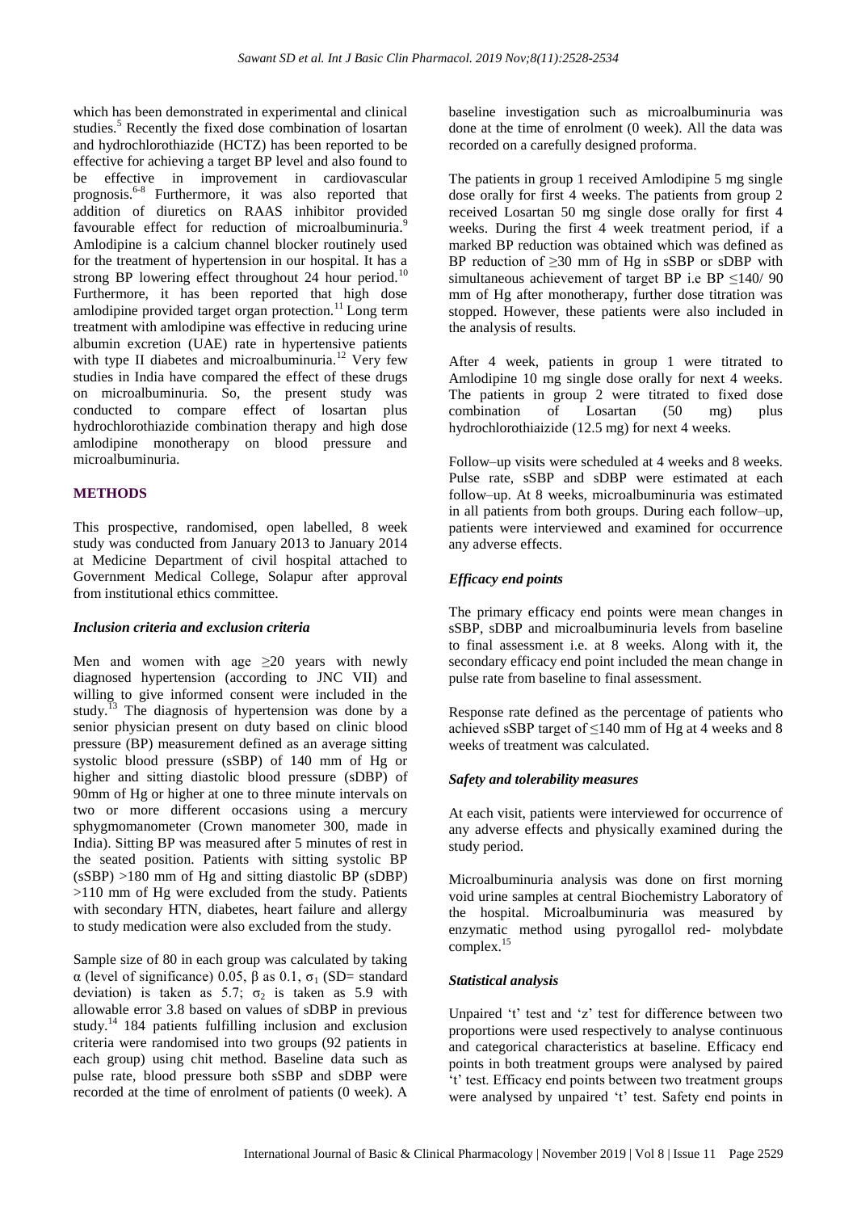which has been demonstrated in experimental and clinical studies.[5] Recently the fixed dose combination of losartan and hydrochlorothiazide (HCTZ) has been reported to be effective for achieving a target BP level and also found to be effective in improvement in cardiovascular prognosis.[6-8] Furthermore, it was also reported that addition of diuretics on RAAS inhibitor provided favourable effect for reduction of microalbuminuria.[9] Amlodipine is a calcium channel blocker routinely used for the treatment of hypertension in our hospital. It has a strong BP lowering effect throughout 24 hour period.[10] Furthermore, it has been reported that high dose amlodipine provided target organ protection.[11] Long term treatment with amlodipine was effective in reducing urine albumin excretion (UAE) rate in hypertensive patients with type II diabetes and microalbuminuria.[12] Very few studies in India have compared the effect of these drugs on microalbuminuria. So, the present study was conducted to compare effect of losartan plus hydrochlorothiazide combination therapy and high dose amlodipine monotherapy on blood pressure and microalbuminuria.

## METHODS

This prospective, randomised, open labelled, 8 week study was conducted from January 2013 to January 2014 at Medicine Department of civil hospital attached to Government Medical College, Solapur after approval from institutional ethics committee.

### *Inclusion criteria and exclusion criteria*

Men and women with age ≥20 years with newly diagnosed hypertension (according to JNC VII) and willing to give informed consent were included in the study.[13] The diagnosis of hypertension was done by a senior physician present on duty based on clinic blood pressure (BP) measurement defined as an average sitting systolic blood pressure (sSBP) of 140 mm of Hg or higher and sitting diastolic blood pressure (sDBP) of 90mm of Hg or higher at one to three minute intervals on two or more different occasions using a mercury sphygmomanometer (Crown manometer 300, made in India). Sitting BP was measured after 5 minutes of rest in the seated position. Patients with sitting systolic BP (sSBP) >180 mm of Hg and sitting diastolic BP (sDBP) >110 mm of Hg were excluded from the study. Patients with secondary HTN, diabetes, heart failure and allergy to study medication were also excluded from the study.

Sample size of 80 in each group was calculated by taking $\alpha$ (level of significance) 0.05, $\beta$ as 0.1, $\sigma_1$ (SD= standard deviation) is taken as 5.7; $\sigma_2$ is taken as 5.9 with allowable error 3.8 based on values of sDBP in previous study.[14] 184 patients fulfilling inclusion and exclusion criteria were randomised into two groups (92 patients in each group) using chit method. Baseline data such as pulse rate, blood pressure both sSBP and sDBP were recorded at the time of enrolment of patients (0 week). A baseline investigation such as microalbuminuria was done at the time of enrolment (0 week). All the data was recorded on a carefully designed proforma.

The patients in group 1 received Amlodipine 5 mg single dose orally for first 4 weeks. The patients from group 2 received Losartan 50 mg single dose orally for first 4 weeks. During the first 4 week treatment period, if a marked BP reduction was obtained which was defined as BP reduction of ≥30 mm of Hg in sSBP or sDBP with simultaneous achievement of target BP i.e BP ≤140/ 90 mm of Hg after monotherapy, further dose titration was stopped. However, these patients were also included in the analysis of results.

After 4 week, patients in group 1 were titrated to Amlodipine 10 mg single dose orally for next 4 weeks. The patients in group 2 were titrated to fixed dose combination of Losartan (50 mg) plus hydrochlorothiaizide (12.5 mg) for next 4 weeks.

Follow–up visits were scheduled at 4 weeks and 8 weeks. Pulse rate, sSBP and sDBP were estimated at each follow–up. At 8 weeks, microalbuminuria was estimated in all patients from both groups. During each follow–up, patients were interviewed and examined for occurrence any adverse effects.

### *Efficacy end points*

The primary efficacy end points were mean changes in sSBP, sDBP and microalbuminuria levels from baseline to final assessment i.e. at 8 weeks. Along with it, the secondary efficacy end point included the mean change in pulse rate from baseline to final assessment.

Response rate defined as the percentage of patients who achieved sSBP target of ≤140 mm of Hg at 4 weeks and 8 weeks of treatment was calculated.

### *Safety and tolerability measures*

At each visit, patients were interviewed for occurrence of any adverse effects and physically examined during the study period.

Microalbuminuria analysis was done on first morning void urine samples at central Biochemistry Laboratory of the hospital. Microalbuminuria was measured by enzymatic method using pyrogallol red- molybdate complex.[15]

### *Statistical analysis*

Unpaired 't' test and 'z' test for difference between two proportions were used respectively to analyse continuous and categorical characteristics at baseline. Efficacy end points in both treatment groups were analysed by paired 't' test. Efficacy end points between two treatment groups were analysed by unpaired 't' test. Safety end points in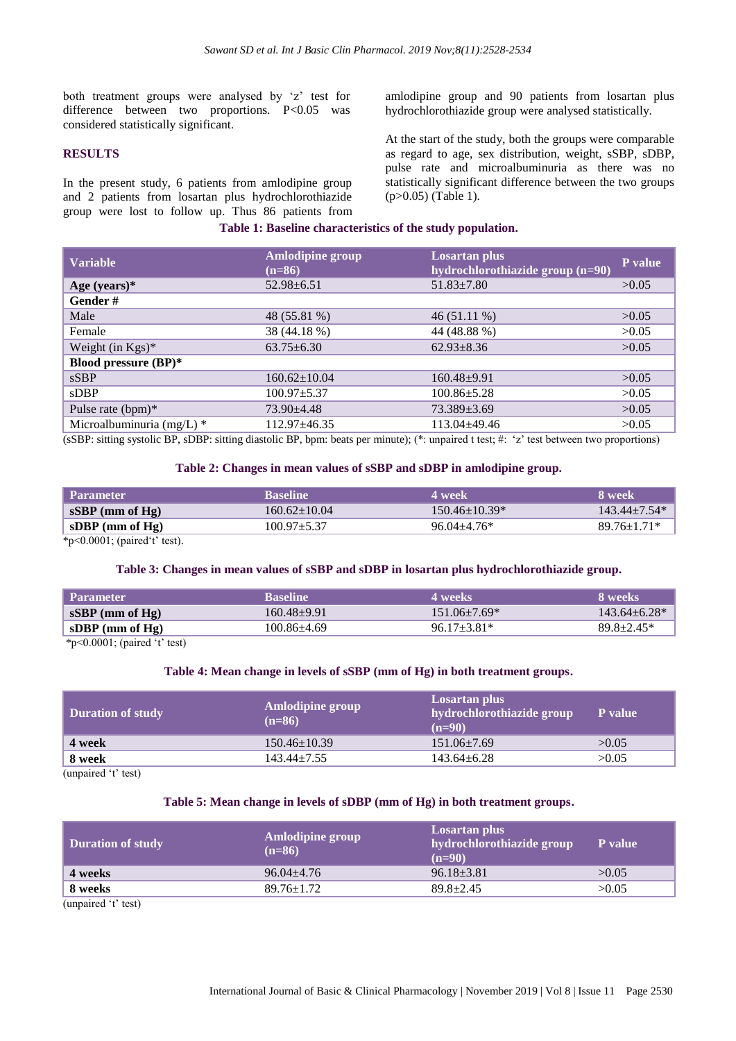both treatment groups were analysed by 'z' test for difference between two proportions. P<0.05 was considered statistically significant.

## RESULTS

In the present study, 6 patients from amlodipine group and 2 patients from losartan plus hydrochlorothiazide group were lost to follow up. Thus 86 patients from amlodipine group and 90 patients from losartan plus hydrochlorothiazide group were analysed statistically.

At the start of the study, both the groups were comparable as regard to age, sex distribution, weight, sSBP, sDBP, pulse rate and microalbuminuria as there was no statistically significant difference between the two groups (p>0.05) (Table 1).

**Table 1: Baseline characteristics of the study population.**

| Variable | Amlodipine group (n=86) | Losartan plus hydrochlorothiazide group (n=90) | P value |
|---|---|---|---|
| **Age (years)*** | 52.98±6.51 | 51.83±7.80 | >0.05 |
| **Gender #** | | | |
| Male | 48 (55.81 %) | 46 (51.11 %) | >0.05 |
| Female | 38 (44.18 %) | 44 (48.88 %) | >0.05 |
| Weight (in Kgs)* | 63.75±6.30 | 62.93±8.36 | >0.05 |
| **Blood pressure (BP)*** | | | |
| sSBP | 160.62±10.04 | 160.48±9.91 | >0.05 |
| sDBP | 100.97±5.37 | 100.86±5.28 | >0.05 |
| Pulse rate (bpm)* | 73.90±4.48 | 73.389±3.69 | >0.05 |
| Microalbuminuria (mg/L) * | 112.97±46.35 | 113.04±49.46 | >0.05 |

(sSBP: sitting systolic BP, sDBP: sitting diastolic BP, bpm: beats per minute); (*: unpaired t test; #: 'z' test between two proportions)

**Table 2: Changes in mean values of sSBP and sDBP in amlodipine group.**

| Parameter | Baseline | 4 week | 8 week |
|---|---|---|---|
| **sSBP (mm of Hg)** | 160.62±10.04 | 150.46±10.39* | 143.44±7.54* |
| **sDBP (mm of Hg)** | 100.97±5.37 | 96.04±4.76* | 89.76±1.71* |

*p<0.0001; (paired't' test).

**Table 3: Changes in mean values of sSBP and sDBP in losartan plus hydrochlorothiazide group.**

| Parameter | Baseline | 4 weeks | 8 weeks |
|---|---|---|---|
| **sSBP (mm of Hg)** | 160.48±9.91 | 151.06±7.69* | 143.64±6.28* |
| **sDBP (mm of Hg)** | 100.86±4.69 | 96.17±3.81* | 89.8±2.45* |

*p<0.0001; (paired 't' test)

**Table 4: Mean change in levels of sSBP (mm of Hg) in both treatment groups.**

| Duration of study | Amlodipine group (n=86) | Losartan plus hydrochlorothiazide group (n=90) | P value |
|---|---|---|---|
| **4 week** | 150.46±10.39 | 151.06±7.69 | >0.05 |
| **8 week** | 143.44±7.55 | 143.64±6.28 | >0.05 |

(unpaired 't' test)

**Table 5: Mean change in levels of sDBP (mm of Hg) in both treatment groups.**

| Duration of study | Amlodipine group (n=86) | Losartan plus hydrochlorothiazide group (n=90) | P value |
|---|---|---|---|
| **4 weeks** | 96.04±4.76 | 96.18±3.81 | >0.05 |
| **8 weeks** | 89.76±1.72 | 89.8±2.45 | >0.05 |

(unpaired 't' test)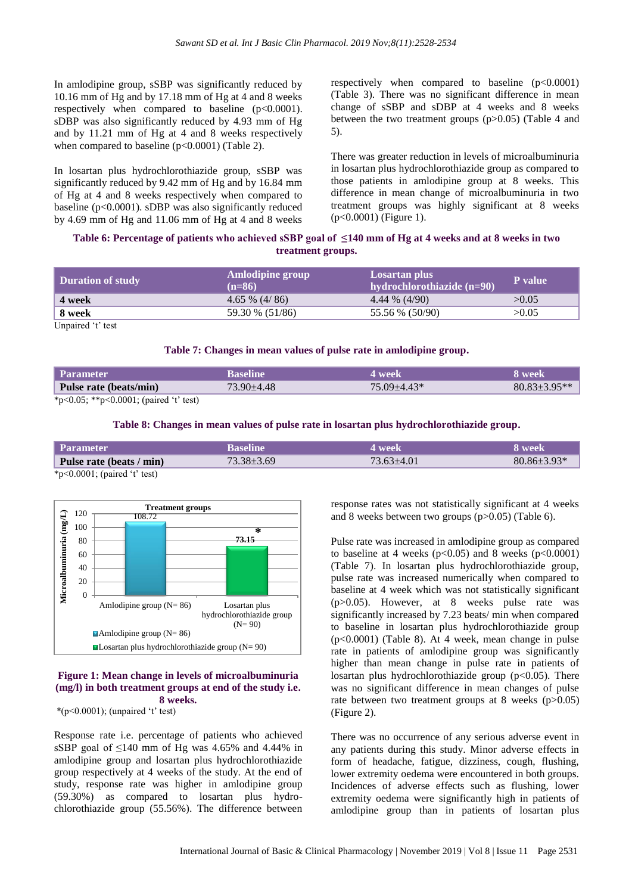In amlodipine group, sSBP was significantly reduced by 10.16 mm of Hg and by 17.18 mm of Hg at 4 and 8 weeks respectively when compared to baseline ($p<0.0001$). sDBP was also significantly reduced by 4.93 mm of Hg and by 11.21 mm of Hg at 4 and 8 weeks respectively when compared to baseline ($p<0.0001$) (Table 2).

In losartan plus hydrochlorothiazide group, sSBP was significantly reduced by 9.42 mm of Hg and by 16.84 mm of Hg at 4 and 8 weeks respectively when compared to baseline ($p<0.0001$). sDBP was also significantly reduced by 4.69 mm of Hg and 11.06 mm of Hg at 4 and 8 weeks respectively when compared to baseline ($p<0.0001$) (Table 3). There was no significant difference in mean change of sSBP and sDBP at 4 weeks and 8 weeks between the two treatment groups ($p>0.05$) (Table 4 and 5).

There was greater reduction in levels of microalbuminuria in losartan plus hydrochlorothiazide group as compared to those patients in amlodipine group at 8 weeks. This difference in mean change of microalbuminuria in two treatment groups was highly significant at 8 weeks ($p<0.0001$) (Figure 1).

**Table 6: Percentage of patients who achieved sSBP goal of ≤140 mm of Hg at 4 weeks and at 8 weeks in two treatment groups.**

| Duration of study | Amlodipine group (n=86) | Losartan plus hydrochlorothiazide (n=90) | P value |
|---|---|---|---|
| **4 week** | 4.65 % (4/ 86) | 4.44 % (4/90) | >0.05 |
| **8 week** | 59.30 % (51/86) | 55.56 % (50/90) | >0.05 |

Unpaired 't' test

**Table 7: Changes in mean values of pulse rate in amlodipine group.**

| Parameter | Baseline | 4 week | 8 week |
|---|---|---|---|
| **Pulse rate (beats/min)** | 73.90±4.48 | 75.09±4.43* | 80.83±3.95** |

*$p<0.05$; **$p<0.0001$; (paired 't' test)

**Table 8: Changes in mean values of pulse rate in losartan plus hydrochlorothiazide group.**

| Parameter | Baseline | 4 week | 8 week |
|---|---|---|---|
| **Pulse rate (beats / min)** | 73.38±3.69 | 73.63±4.01 | 80.86±3.93* |

*$p<0.0001$; (paired 't' test)

**Figure 1: Mean change in levels of microalbuminuria (mg/l) in both treatment groups at end of the study i.e. 8 weeks.**

*($p<0.0001$); (unpaired 't' test)

Response rate i.e. percentage of patients who achieved sSBP goal of ≤140 mm of Hg was 4.65% and 4.44% in amlodipine group and losartan plus hydrochlorothiazide group respectively at 4 weeks of the study. At the end of study, response rate was higher in amlodipine group (59.30%) as compared to losartan plus hydrochlorothiazide group (55.56%). The difference between response rates was not statistically significant at 4 weeks and 8 weeks between two groups ($p>0.05$) (Table 6).

Pulse rate was increased in amlodipine group as compared to baseline at 4 weeks ($p<0.05$) and 8 weeks ($p<0.0001$) (Table 7). In losartan plus hydrochlorothiazide group, pulse rate was increased numerically when compared to baseline at 4 week which was not statistically significant ($p>0.05$). However, at 8 weeks pulse rate was significantly increased by 7.23 beats/ min when compared to baseline in losartan plus hydrochlorothiazide group ($p<0.0001$) (Table 8). At 4 week, mean change in pulse rate in patients of amlodipine group was significantly higher than mean change in pulse rate in patients of losartan plus hydrochlorothiazide group ($p<0.05$). There was no significant difference in mean changes of pulse rate between two treatment groups at 8 weeks ($p>0.05$) (Figure 2).

There was no occurrence of any serious adverse event in any patients during this study. Minor adverse effects in form of headache, fatigue, dizziness, cough, flushing, lower extremity oedema were encountered in both groups. Incidences of adverse effects such as flushing, lower extremity oedema were significantly high in patients of amlodipine group than in patients of losartan plus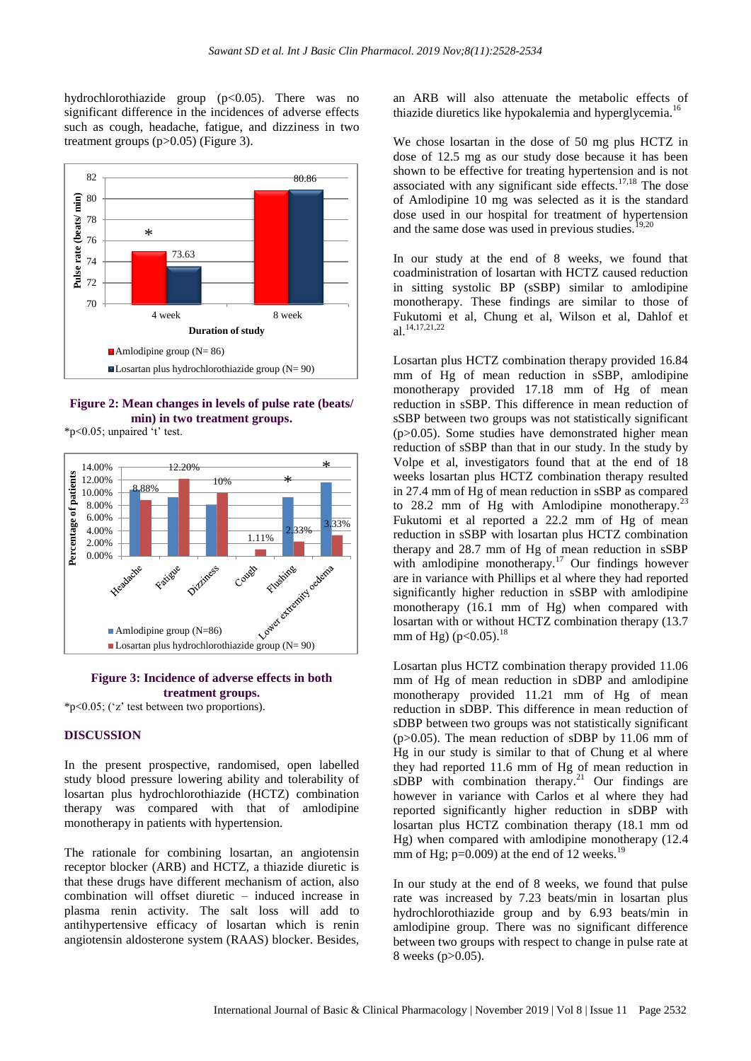hydrochlorothiazide group ($p<0.05$). There was no significant difference in the incidences of adverse effects such as cough, headache, fatigue, and dizziness in two treatment groups ($p>0.05$) (Figure 3).

**Figure 2: Mean changes in levels of pulse rate (beats/ min) in two treatment groups.**

*p<0.05; unpaired 't' test.

**Figure 3: Incidence of adverse effects in both treatment groups.**

*p<0.05; ('z' test between two proportions).

## DISCUSSION

In the present prospective, randomised, open labelled study blood pressure lowering ability and tolerability of losartan plus hydrochlorothiazide (HCTZ) combination therapy was compared with that of amlodipine monotherapy in patients with hypertension.

The rationale for combining losartan, an angiotensin receptor blocker (ARB) and HCTZ, a thiazide diuretic is that these drugs have different mechanism of action, also combination will offset diuretic – induced increase in plasma renin activity. The salt loss will add to antihypertensive efficacy of losartan which is renin angiotensin aldosterone system (RAAS) blocker. Besides, an ARB will also attenuate the metabolic effects of thiazide diuretics like hypokalemia and hyperglycemia.[16]

We chose losartan in the dose of 50 mg plus HCTZ in dose of 12.5 mg as our study dose because it has been shown to be effective for treating hypertension and is not associated with any significant side effects.[17,18] The dose of Amlodipine 10 mg was selected as it is the standard dose used in our hospital for treatment of hypertension and the same dose was used in previous studies.[19,20]

In our study at the end of 8 weeks, we found that coadministration of losartan with HCTZ caused reduction in sitting systolic BP (sSBP) similar to amlodipine monotherapy. These findings are similar to those of Fukutomi et al, Chung et al, Wilson et al, Dahlof et al.[14,17,21,22]

Losartan plus HCTZ combination therapy provided 16.84 mm of Hg of mean reduction in sSBP, amlodipine monotherapy provided 17.18 mm of Hg of mean reduction in sSBP. This difference in mean reduction of sSBP between two groups was not statistically significant ($p>0.05$). Some studies have demonstrated higher mean reduction of sSBP than that in our study. In the study by Volpe et al, investigators found that at the end of 18 weeks losartan plus HCTZ combination therapy resulted in 27.4 mm of Hg of mean reduction in sSBP as compared to 28.2 mm of Hg with Amlodipine monotherapy.[23] Fukutomi et al reported a 22.2 mm of Hg of mean reduction in sSBP with losartan plus HCTZ combination therapy and 28.7 mm of Hg of mean reduction in sSBP with amlodipine monotherapy.[17] Our findings however are in variance with Phillips et al where they had reported significantly higher reduction in sSBP with amlodipine monotherapy (16.1 mm of Hg) when compared with losartan with or without HCTZ combination therapy (13.7 mm of Hg) ($p<0.05$).[18]

Losartan plus HCTZ combination therapy provided 11.06 mm of Hg of mean reduction in sDBP and amlodipine monotherapy provided 11.21 mm of Hg of mean reduction in sDBP. This difference in mean reduction of sDBP between two groups was not statistically significant ($p>0.05$). The mean reduction of sDBP by 11.06 mm of Hg in our study is similar to that of Chung et al where they had reported 11.6 mm of Hg of mean reduction in sDBP with combination therapy.[21] Our findings are however in variance with Carlos et al where they had reported significantly higher reduction in sDBP with losartan plus HCTZ combination therapy (18.1 mm od Hg) when compared with amlodipine monotherapy (12.4 mm of Hg; $p=0.009$) at the end of 12 weeks.[19]

In our study at the end of 8 weeks, we found that pulse rate was increased by 7.23 beats/min in losartan plus hydrochlorothiazide group and by 6.93 beats/min in amlodipine group. There was no significant difference between two groups with respect to change in pulse rate at 8 weeks ($p>0.05$).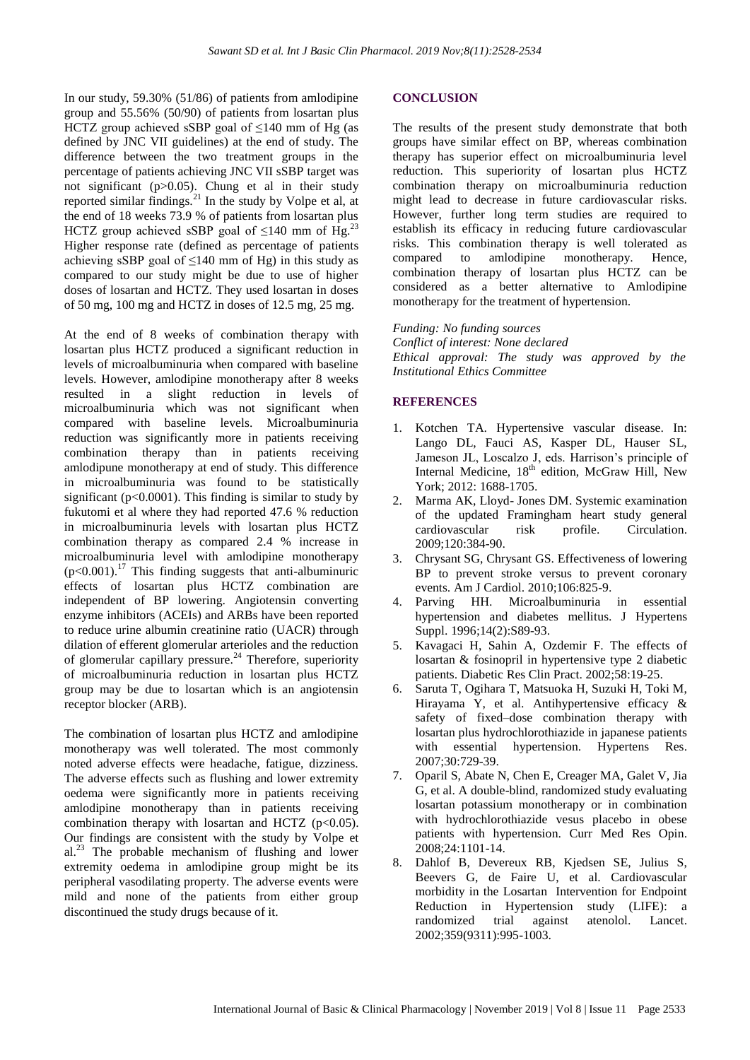In our study, 59.30% (51/86) of patients from amlodipine group and 55.56% (50/90) of patients from losartan plus HCTZ group achieved sSBP goal of ≤140 mm of Hg (as defined by JNC VII guidelines) at the end of study. The difference between the two treatment groups in the percentage of patients achieving JNC VII sSBP target was not significant (p>0.05). Chung et al in their study reported similar findings.[21] In the study by Volpe et al, at the end of 18 weeks 73.9 % of patients from losartan plus HCTZ group achieved sSBP goal of ≤140 mm of Hg.[23] Higher response rate (defined as percentage of patients achieving sSBP goal of ≤140 mm of Hg) in this study as compared to our study might be due to use of higher doses of losartan and HCTZ. They used losartan in doses of 50 mg, 100 mg and HCTZ in doses of 12.5 mg, 25 mg.

At the end of 8 weeks of combination therapy with losartan plus HCTZ produced a significant reduction in levels of microalbuminuria when compared with baseline levels. However, amlodipine monotherapy after 8 weeks resulted in a slight reduction in levels of microalbuminuria which was not significant when compared with baseline levels. Microalbuminuria reduction was significantly more in patients receiving combination therapy than in patients receiving amlodipune monotherapy at end of study. This difference in microalbuminuria was found to be statistically significant (p<0.0001). This finding is similar to study by fukutomi et al where they had reported 47.6 % reduction in microalbuminuria levels with losartan plus HCTZ combination therapy as compared 2.4 % increase in microalbuminuria level with amlodipine monotherapy (p<0.001).[17] This finding suggests that anti-albuminuric effects of losartan plus HCTZ combination are independent of BP lowering. Angiotensin converting enzyme inhibitors (ACEIs) and ARBs have been reported to reduce urine albumin creatinine ratio (UACR) through dilation of efferent glomerular arterioles and the reduction of glomerular capillary pressure.[24] Therefore, superiority of microalbuminuria reduction in losartan plus HCTZ group may be due to losartan which is an angiotensin receptor blocker (ARB).

The combination of losartan plus HCTZ and amlodipine monotherapy was well tolerated. The most commonly noted adverse effects were headache, fatigue, dizziness. The adverse effects such as flushing and lower extremity oedema were significantly more in patients receiving amlodipine monotherapy than in patients receiving combination therapy with losartan and HCTZ (p<0.05). Our findings are consistent with the study by Volpe et al.[23] The probable mechanism of flushing and lower extremity oedema in amlodipine group might be its peripheral vasodilating property. The adverse events were mild and none of the patients from either group discontinued the study drugs because of it.

## CONCLUSION

The results of the present study demonstrate that both groups have similar effect on BP, whereas combination therapy has superior effect on microalbuminuria level reduction. This superiority of losartan plus HCTZ combination therapy on microalbuminuria reduction might lead to decrease in future cardiovascular risks. However, further long term studies are required to establish its efficacy in reducing future cardiovascular risks. This combination therapy is well tolerated as compared to amlodipine monotherapy. Hence, combination therapy of losartan plus HCTZ can be considered as a better alternative to Amlodipine monotherapy for the treatment of hypertension.

*Funding: No funding sources*
*Conflict of interest: None declared*
*Ethical approval: The study was approved by the Institutional Ethics Committee*

## REFERENCES

1. Kotchen TA. Hypertensive vascular disease. In: Lango DL, Fauci AS, Kasper DL, Hauser SL, Jameson JL, Loscalzo J, eds. Harrison's principle of Internal Medicine, 18th edition, McGraw Hill, New York; 2012: 1688-1705.
2. Marma AK, Lloyd- Jones DM. Systemic examination of the updated Framingham heart study general cardiovascular risk profile. Circulation. 2009;120:384-90.
3. Chrysant SG, Chrysant GS. Effectiveness of lowering BP to prevent stroke versus to prevent coronary events. Am J Cardiol. 2010;106:825-9.
4. Parving HH. Microalbuminuria in essential hypertension and diabetes mellitus. J Hypertens Suppl. 1996;14(2):S89-93.
5. Kavagaci H, Sahin A, Ozdemir F. The effects of losartan & fosinopril in hypertensive type 2 diabetic patients. Diabetic Res Clin Pract. 2002;58:19-25.
6. Saruta T, Ogihara T, Matsuoka H, Suzuki H, Toki M, Hirayama Y, et al. Antihypertensive efficacy & safety of fixed–dose combination therapy with losartan plus hydrochlorothiazide in japanese patients with essential hypertension. Hypertens Res. 2007;30:729-39.
7. Oparil S, Abate N, Chen E, Creager MA, Galet V, Jia G, et al. A double-blind, randomized study evaluating losartan potassium monotherapy or in combination with hydrochlorothiazide vesus placebo in obese patients with hypertension. Curr Med Res Opin. 2008;24:1101-14.
8. Dahlof B, Devereux RB, Kjedsen SE, Julius S, Beevers G, de Faire U, et al. Cardiovascular morbidity in the Losartan Intervention for Endpoint Reduction in Hypertension study (LIFE): a randomized trial against atenolol. Lancet. 2002;359(9311):995-1003.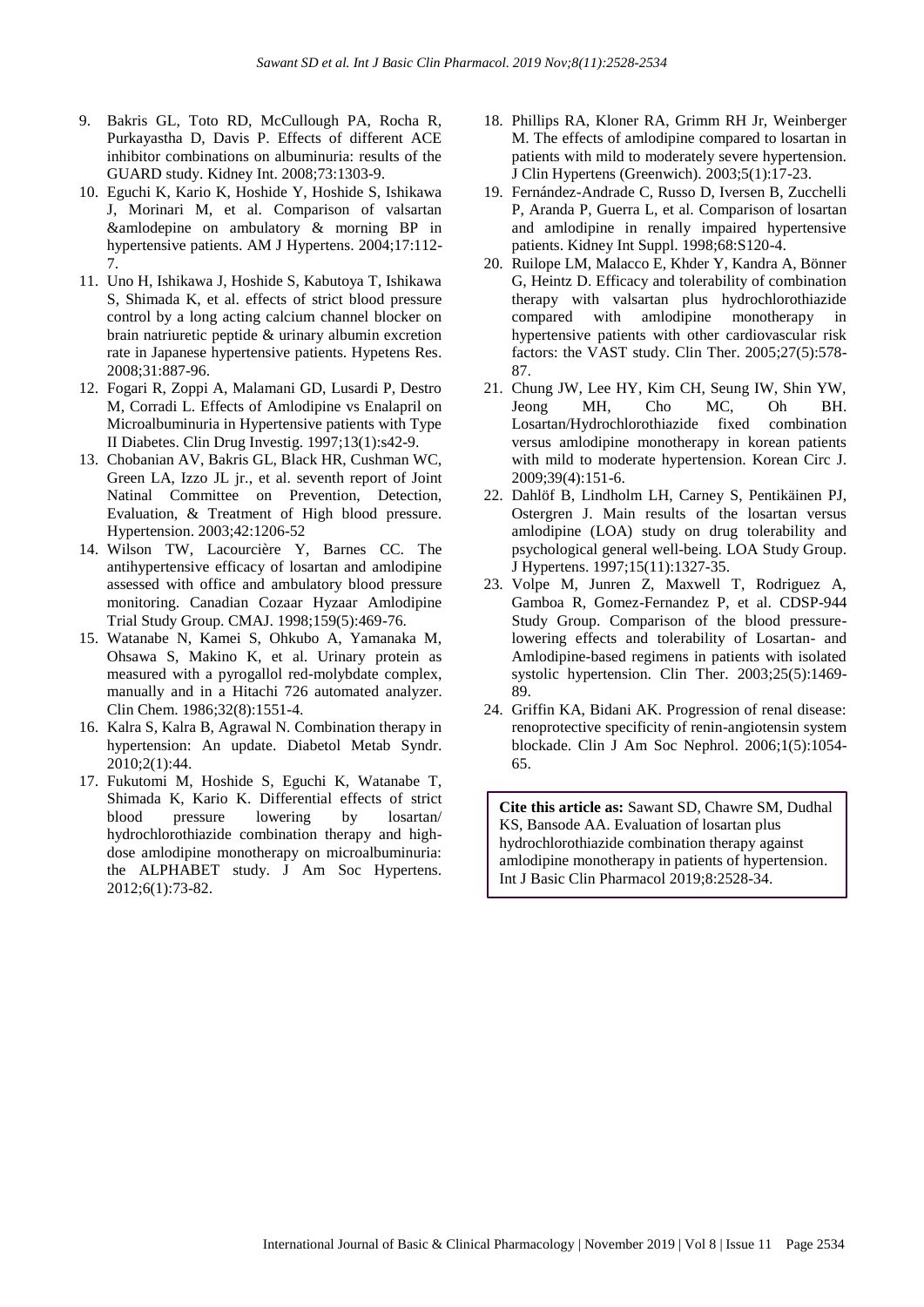9. Bakris GL, Toto RD, McCullough PA, Rocha R, Purkayastha D, Davis P. Effects of different ACE inhibitor combinations on albuminuria: results of the GUARD study. Kidney Int. 2008;73:1303-9.
10. Eguchi K, Kario K, Hoshide Y, Hoshide S, Ishikawa J, Morinari M, et al. Comparison of valsartan &amlodepine on ambulatory & morning BP in hypertensive patients. AM J Hypertens. 2004;17:112-7.
11. Uno H, Ishikawa J, Hoshide S, Kabutoya T, Ishikawa S, Shimada K, et al. effects of strict blood pressure control by a long acting calcium channel blocker on brain natriuretic peptide & urinary albumin excretion rate in Japanese hypertensive patients. Hypetens Res. 2008;31:887-96.
12. Fogari R, Zoppi A, Malamani GD, Lusardi P, Destro M, Corradi L. Effects of Amlodipine vs Enalapril on Microalbuminuria in Hypertensive patients with Type II Diabetes. Clin Drug Investig. 1997;13(1):s42-9.
13. Chobanian AV, Bakris GL, Black HR, Cushman WC, Green LA, Izzo JL jr., et al. seventh report of Joint Natinal Committee on Prevention, Detection, Evaluation, & Treatment of High blood pressure. Hypertension. 2003;42:1206-52
14. Wilson TW, Lacourcière Y, Barnes CC. The antihypertensive efficacy of losartan and amlodipine assessed with office and ambulatory blood pressure monitoring. Canadian Cozaar Hyzaar Amlodipine Trial Study Group. CMAJ. 1998;159(5):469-76.
15. Watanabe N, Kamei S, Ohkubo A, Yamanaka M, Ohsawa S, Makino K, et al. Urinary protein as measured with a pyrogallol red-molybdate complex, manually and in a Hitachi 726 automated analyzer. Clin Chem. 1986;32(8):1551-4.
16. Kalra S, Kalra B, Agrawal N. Combination therapy in hypertension: An update. Diabetol Metab Syndr. 2010;2(1):44.
17. Fukutomi M, Hoshide S, Eguchi K, Watanabe T, Shimada K, Kario K. Differential effects of strict blood pressure lowering by losartan/ hydrochlorothiazide combination therapy and high-dose amlodipine monotherapy on microalbuminuria: the ALPHABET study. J Am Soc Hypertens. 2012;6(1):73-82.
18. Phillips RA, Kloner RA, Grimm RH Jr, Weinberger M. The effects of amlodipine compared to losartan in patients with mild to moderately severe hypertension. J Clin Hypertens (Greenwich). 2003;5(1):17-23.
19. Fernández-Andrade C, Russo D, Iversen B, Zucchelli P, Aranda P, Guerra L, et al. Comparison of losartan and amlodipine in renally impaired hypertensive patients. Kidney Int Suppl. 1998;68:S120-4.
20. Ruilope LM, Malacco E, Khder Y, Kandra A, Bönner G, Heintz D. Efficacy and tolerability of combination therapy with valsartan plus hydrochlorothiazide compared with amlodipine monotherapy in hypertensive patients with other cardiovascular risk factors: the VAST study. Clin Ther. 2005;27(5):578-87.
21. Chung JW, Lee HY, Kim CH, Seung IW, Shin YW, Jeong MH, Cho MC, Oh BH. Losartan/Hydrochlorothiazide fixed combination versus amlodipine monotherapy in korean patients with mild to moderate hypertension. Korean Circ J. 2009;39(4):151-6.
22. Dahlöf B, Lindholm LH, Carney S, Pentikäinen PJ, Ostergren J. Main results of the losartan versus amlodipine (LOA) study on drug tolerability and psychological general well-being. LOA Study Group. J Hypertens. 1997;15(11):1327-35.
23. Volpe M, Junren Z, Maxwell T, Rodriguez A, Gamboa R, Gomez-Fernandez P, et al. CDSP-944 Study Group. Comparison of the blood pressure-lowering effects and tolerability of Losartan- and Amlodipine-based regimens in patients with isolated systolic hypertension. Clin Ther. 2003;25(5):1469-89.
24. Griffin KA, Bidani AK. Progression of renal disease: renoprotective specificity of renin-angiotensin system blockade. Clin J Am Soc Nephrol. 2006;1(5):1054-65.

**Cite this article as:** Sawant SD, Chawre SM, Dudhal KS, Bansode AA. Evaluation of losartan plus hydrochlorothiazide combination therapy against amlodipine monotherapy in patients of hypertension. Int J Basic Clin Pharmacol 2019;8:2528-34.